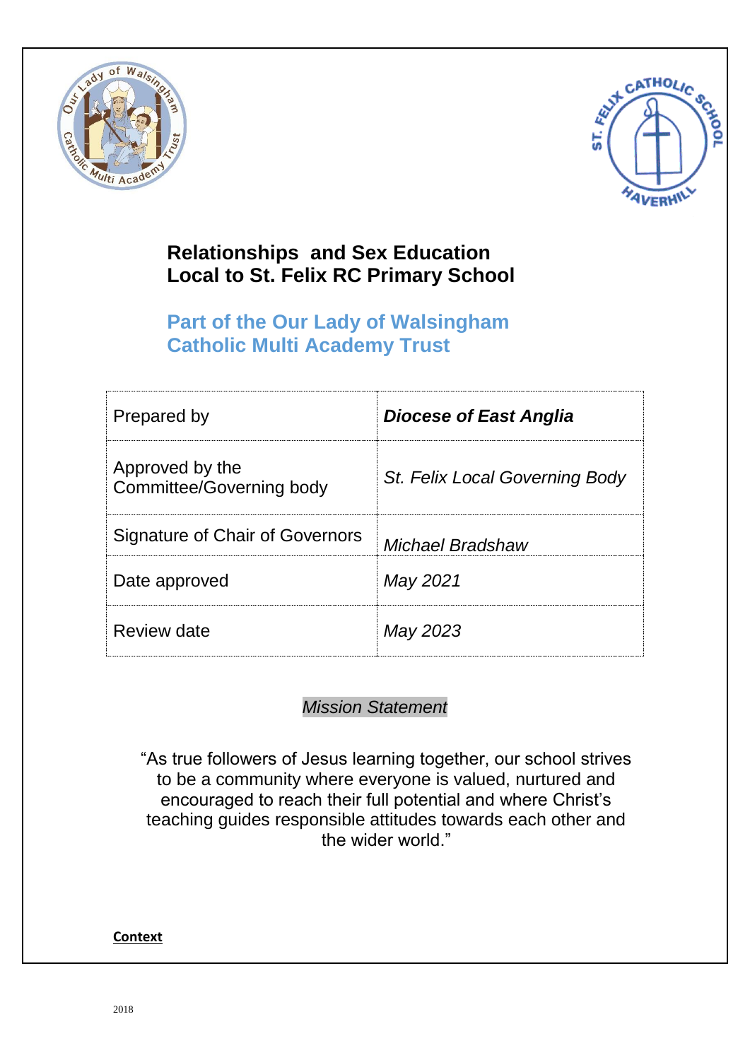# Relationships and Sex Education Local to St. Felix RC Primary School

## Part of the Our Lady of Walsingham Catholic Multi Academy Trust

| | |
|---|---|
| Prepared by | ***Diocese of East Anglia*** |
| Approved by the Committee/Governing body | *St. Felix Local Governing Body* |
| Signature of Chair of Governors | *Michael Bradshaw* |
| Date approved | *May 2021* |
| Review date | *May 2023* |

*Mission Statement*

"As true followers of Jesus learning together, our school strives to be a community where everyone is valued, nurtured and encouraged to reach their full potential and where Christ's teaching guides responsible attitudes towards each other and the wider world."

**Context**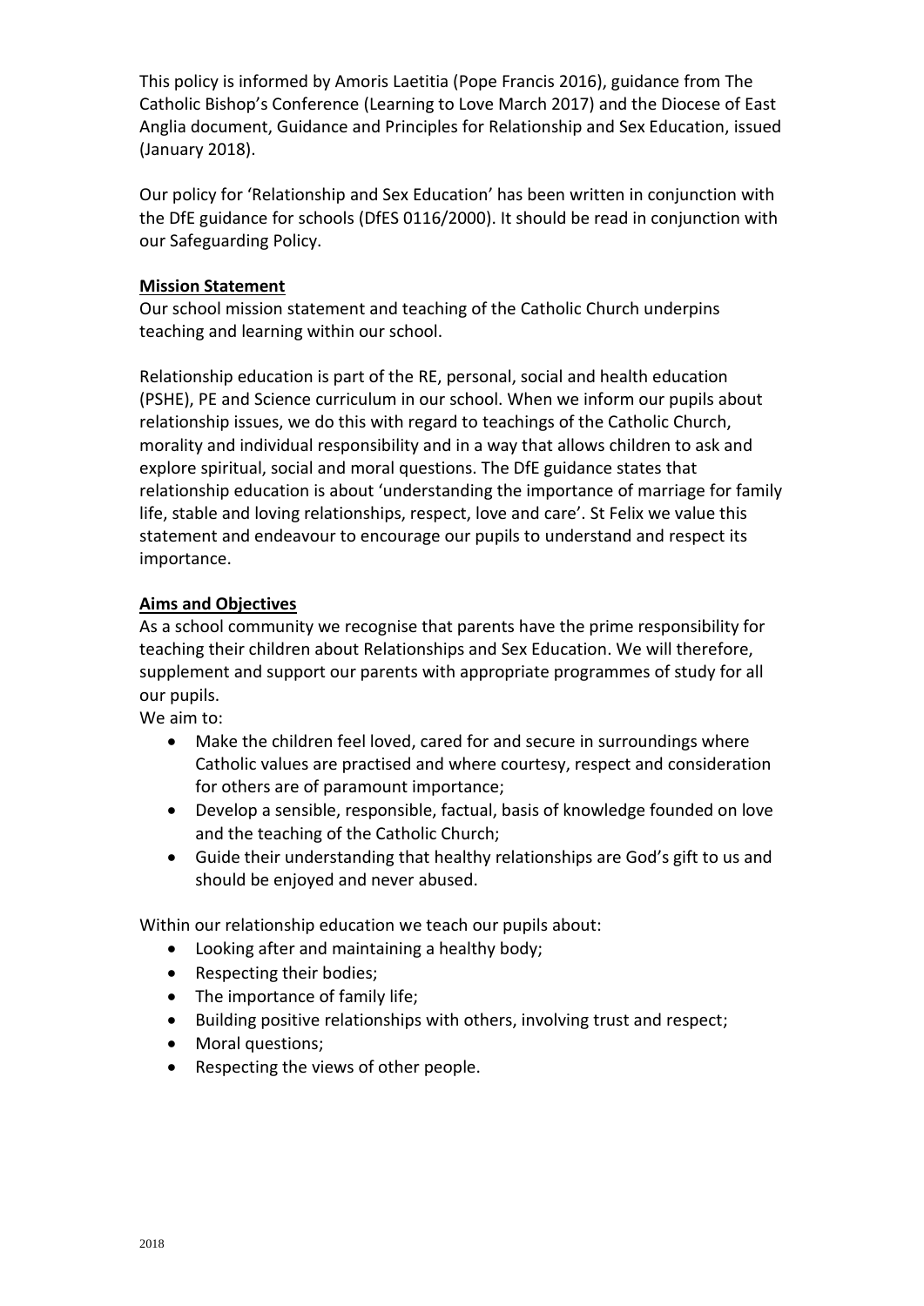This policy is informed by Amoris Laetitia (Pope Francis 2016), guidance from The Catholic Bishop's Conference (Learning to Love March 2017) and the Diocese of East Anglia document, Guidance and Principles for Relationship and Sex Education, issued (January 2018).

Our policy for 'Relationship and Sex Education' has been written in conjunction with the DfE guidance for schools (DfES 0116/2000). It should be read in conjunction with our Safeguarding Policy.

**Mission Statement**

Our school mission statement and teaching of the Catholic Church underpins teaching and learning within our school.

Relationship education is part of the RE, personal, social and health education (PSHE), PE and Science curriculum in our school. When we inform our pupils about relationship issues, we do this with regard to teachings of the Catholic Church, morality and individual responsibility and in a way that allows children to ask and explore spiritual, social and moral questions. The DfE guidance states that relationship education is about 'understanding the importance of marriage for family life, stable and loving relationships, respect, love and care'. St Felix we value this statement and endeavour to encourage our pupils to understand and respect its importance.

**Aims and Objectives**

As a school community we recognise that parents have the prime responsibility for teaching their children about Relationships and Sex Education. We will therefore, supplement and support our parents with appropriate programmes of study for all our pupils.

We aim to:

- Make the children feel loved, cared for and secure in surroundings where Catholic values are practised and where courtesy, respect and consideration for others are of paramount importance;
- Develop a sensible, responsible, factual, basis of knowledge founded on love and the teaching of the Catholic Church;
- Guide their understanding that healthy relationships are God's gift to us and should be enjoyed and never abused.

Within our relationship education we teach our pupils about:

- Looking after and maintaining a healthy body;
- Respecting their bodies;
- The importance of family life;
- Building positive relationships with others, involving trust and respect;
- Moral questions;
- Respecting the views of other people.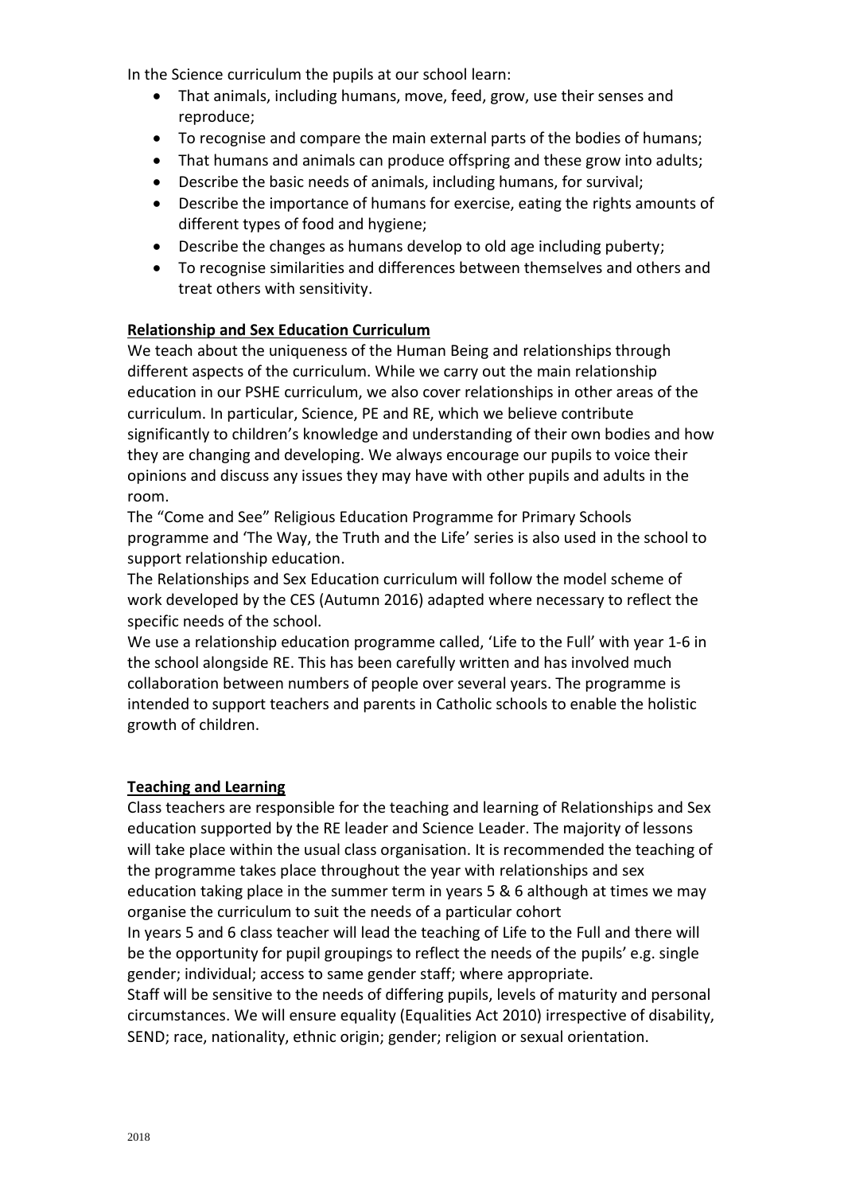In the Science curriculum the pupils at our school learn:

- That animals, including humans, move, feed, grow, use their senses and reproduce;
- To recognise and compare the main external parts of the bodies of humans;
- That humans and animals can produce offspring and these grow into adults;
- Describe the basic needs of animals, including humans, for survival;
- Describe the importance of humans for exercise, eating the rights amounts of different types of food and hygiene;
- Describe the changes as humans develop to old age including puberty;
- To recognise similarities and differences between themselves and others and treat others with sensitivity.

**Relationship and Sex Education Curriculum**

We teach about the uniqueness of the Human Being and relationships through different aspects of the curriculum. While we carry out the main relationship education in our PSHE curriculum, we also cover relationships in other areas of the curriculum. In particular, Science, PE and RE, which we believe contribute significantly to children's knowledge and understanding of their own bodies and how they are changing and developing. We always encourage our pupils to voice their opinions and discuss any issues they may have with other pupils and adults in the room.

The "Come and See" Religious Education Programme for Primary Schools programme and 'The Way, the Truth and the Life' series is also used in the school to support relationship education.

The Relationships and Sex Education curriculum will follow the model scheme of work developed by the CES (Autumn 2016) adapted where necessary to reflect the specific needs of the school.

We use a relationship education programme called, 'Life to the Full' with year 1-6 in the school alongside RE. This has been carefully written and has involved much collaboration between numbers of people over several years. The programme is intended to support teachers and parents in Catholic schools to enable the holistic growth of children.

**Teaching and Learning**

Class teachers are responsible for the teaching and learning of Relationships and Sex education supported by the RE leader and Science Leader. The majority of lessons will take place within the usual class organisation. It is recommended the teaching of the programme takes place throughout the year with relationships and sex education taking place in the summer term in years 5 & 6 although at times we may organise the curriculum to suit the needs of a particular cohort

In years 5 and 6 class teacher will lead the teaching of Life to the Full and there will be the opportunity for pupil groupings to reflect the needs of the pupils' e.g. single gender; individual; access to same gender staff; where appropriate.

Staff will be sensitive to the needs of differing pupils, levels of maturity and personal circumstances. We will ensure equality (Equalities Act 2010) irrespective of disability, SEND; race, nationality, ethnic origin; gender; religion or sexual orientation.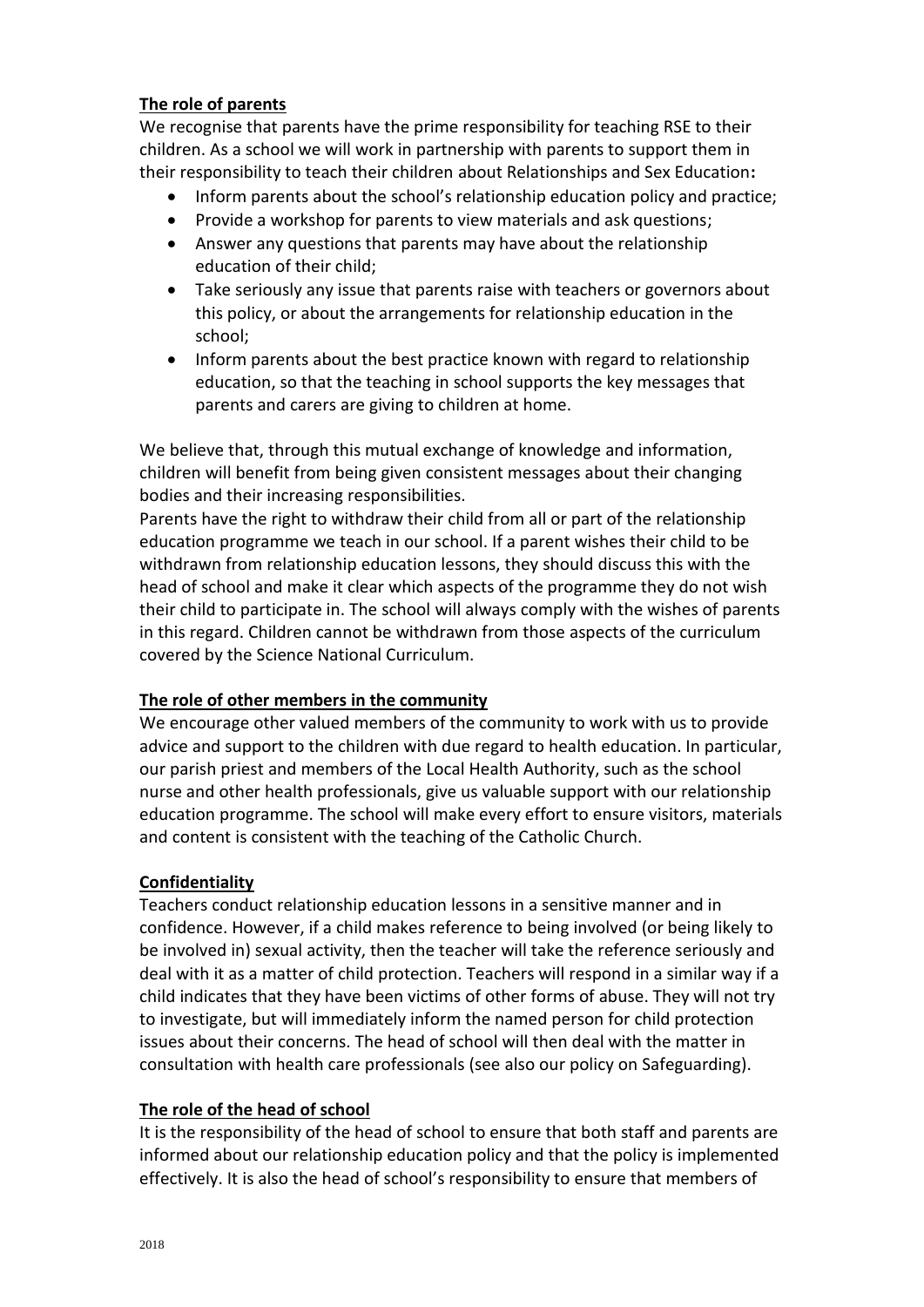**The role of parents**

We recognise that parents have the prime responsibility for teaching RSE to their children. As a school we will work in partnership with parents to support them in their responsibility to teach their children about Relationships and Sex Education**:**

- Inform parents about the school's relationship education policy and practice;
- Provide a workshop for parents to view materials and ask questions;
- Answer any questions that parents may have about the relationship education of their child;
- Take seriously any issue that parents raise with teachers or governors about this policy, or about the arrangements for relationship education in the school;
- Inform parents about the best practice known with regard to relationship education, so that the teaching in school supports the key messages that parents and carers are giving to children at home.

We believe that, through this mutual exchange of knowledge and information, children will benefit from being given consistent messages about their changing bodies and their increasing responsibilities.

Parents have the right to withdraw their child from all or part of the relationship education programme we teach in our school. If a parent wishes their child to be withdrawn from relationship education lessons, they should discuss this with the head of school and make it clear which aspects of the programme they do not wish their child to participate in. The school will always comply with the wishes of parents in this regard. Children cannot be withdrawn from those aspects of the curriculum covered by the Science National Curriculum.

**The role of other members in the community**

We encourage other valued members of the community to work with us to provide advice and support to the children with due regard to health education. In particular, our parish priest and members of the Local Health Authority, such as the school nurse and other health professionals, give us valuable support with our relationship education programme. The school will make every effort to ensure visitors, materials and content is consistent with the teaching of the Catholic Church.

**Confidentiality**

Teachers conduct relationship education lessons in a sensitive manner and in confidence. However, if a child makes reference to being involved (or being likely to be involved in) sexual activity, then the teacher will take the reference seriously and deal with it as a matter of child protection. Teachers will respond in a similar way if a child indicates that they have been victims of other forms of abuse. They will not try to investigate, but will immediately inform the named person for child protection issues about their concerns. The head of school will then deal with the matter in consultation with health care professionals (see also our policy on Safeguarding).

**The role of the head of school**

It is the responsibility of the head of school to ensure that both staff and parents are informed about our relationship education policy and that the policy is implemented effectively. It is also the head of school's responsibility to ensure that members of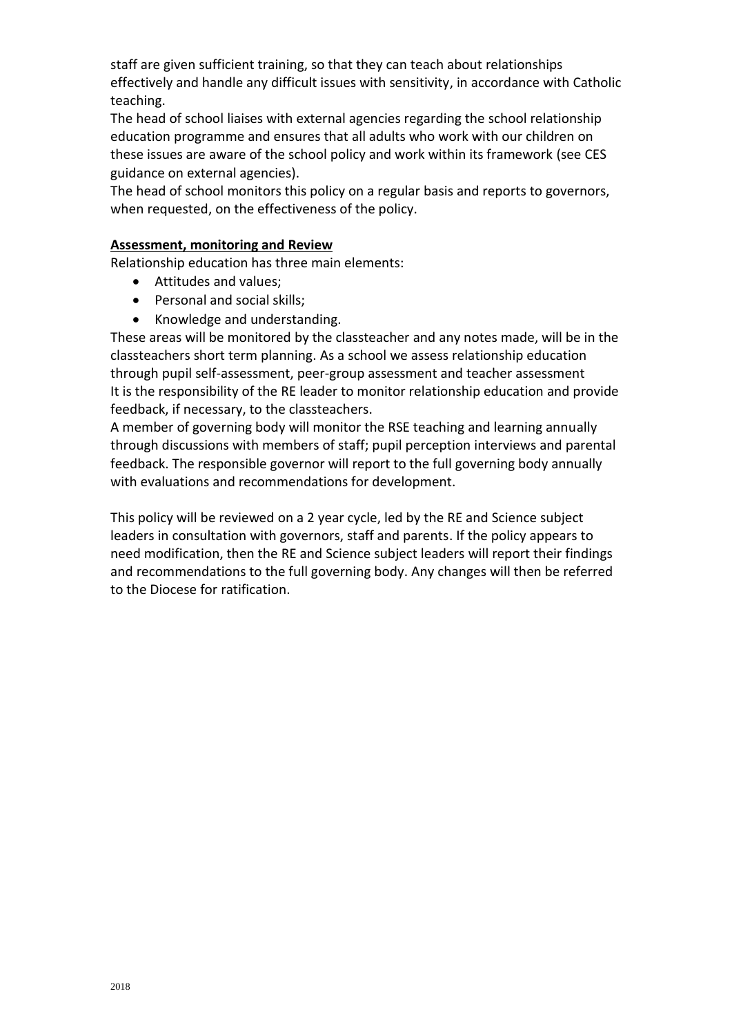staff are given sufficient training, so that they can teach about relationships effectively and handle any difficult issues with sensitivity, in accordance with Catholic teaching.

The head of school liaises with external agencies regarding the school relationship education programme and ensures that all adults who work with our children on these issues are aware of the school policy and work within its framework (see CES guidance on external agencies).

The head of school monitors this policy on a regular basis and reports to governors, when requested, on the effectiveness of the policy.

**Assessment, monitoring and Review**

Relationship education has three main elements:

- Attitudes and values;
- Personal and social skills;
- Knowledge and understanding.

These areas will be monitored by the classteacher and any notes made, will be in the classteachers short term planning. As a school we assess relationship education through pupil self-assessment, peer-group assessment and teacher assessment

It is the responsibility of the RE leader to monitor relationship education and provide feedback, if necessary, to the classteachers.

A member of governing body will monitor the RSE teaching and learning annually through discussions with members of staff; pupil perception interviews and parental feedback. The responsible governor will report to the full governing body annually with evaluations and recommendations for development.

This policy will be reviewed on a 2 year cycle, led by the RE and Science subject leaders in consultation with governors, staff and parents. If the policy appears to need modification, then the RE and Science subject leaders will report their findings and recommendations to the full governing body. Any changes will then be referred to the Diocese for ratification.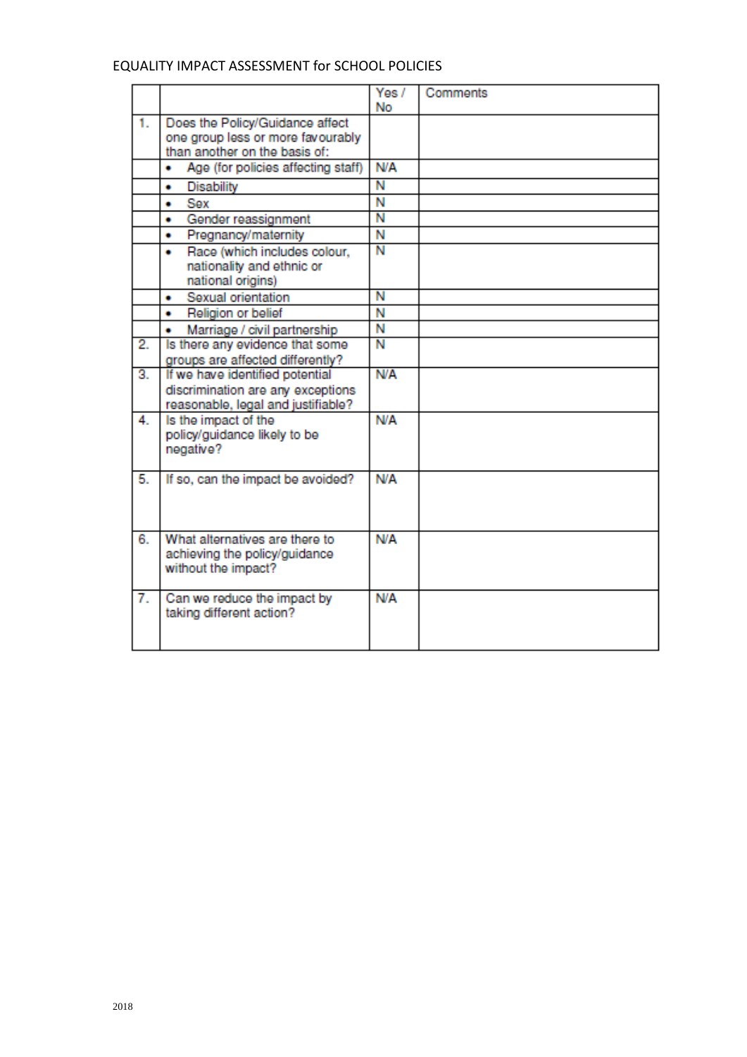EQUALITY IMPACT ASSESSMENT for SCHOOL POLICIES

| | | Yes / No | Comments |
|---|---|---|---|
| 1. | Does the Policy/Guidance affect one group less or more favourably than another on the basis of: | | |
| | • Age (for policies affecting staff) | N/A | |
| | • Disability | N | |
| | • Sex | N | |
| | • Gender reassignment | N | |
| | • Pregnancy/maternity | N | |
| | • Race (which includes colour, nationality and ethnic or national origins) | N | |
| | • Sexual orientation | N | |
| | • Religion or belief | N | |
| | • Marriage / civil partnership | N | |
| 2. | Is there any evidence that some groups are affected differently? | N | |
| 3. | If we have identified potential discrimination are any exceptions reasonable, legal and justifiable? | N/A | |
| 4. | Is the impact of the policy/guidance likely to be negative? | N/A | |
| 5. | If so, can the impact be avoided? | N/A | |
| 6. | What alternatives are there to achieving the policy/guidance without the impact? | N/A | |
| 7. | Can we reduce the impact by taking different action? | N/A | |

2018